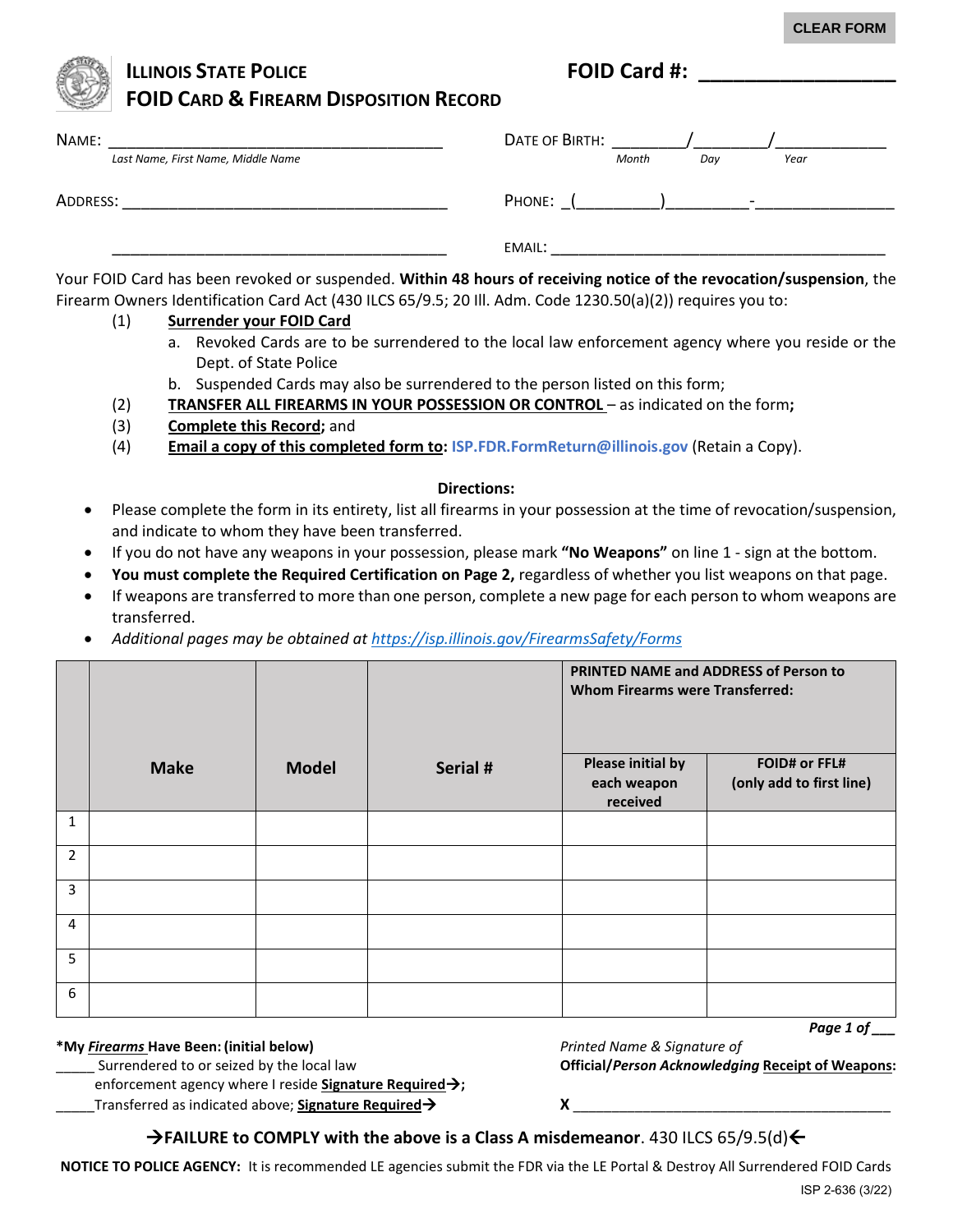CLEAR FORM

# ILLINOIS STATE POLICE
## FOID CARD & FIREARM DISPOSITION RECORD

**FOID Card #:** ________________

NAME: ______________________________________
*Last Name, First Name, Middle Name*

DATE OF BIRTH: ________/________/____________
*Month Day Year*

ADDRESS: ______________________________________

______________________________________

PHONE: _(_________)_________-_______________

EMAIL: ________________________________________

Your FOID Card has been revoked or suspended. **Within 48 hours of receiving notice of the revocation/suspension**, the Firearm Owners Identification Card Act (430 ILCS 65/9.5; 20 Ill. Adm. Code 1230.50(a)(2)) requires you to:

(1) **Surrender your FOID Card**
   a. Revoked Cards are to be surrendered to the local law enforcement agency where you reside or the Dept. of State Police
   b. Suspended Cards may also be surrendered to the person listed on this form;

(2) **TRANSFER ALL FIREARMS IN YOUR POSSESSION OR CONTROL** – as indicated on the form**;**

(3) **Complete this Record;** and

(4) **Email a copy of this completed form to: ISP.FDR.FormReturn@illinois.gov** (Retain a Copy).

**Directions:**

- Please complete the form in its entirety, list all firearms in your possession at the time of revocation/suspension, and indicate to whom they have been transferred.
- If you do not have any weapons in your possession, please mark **"No Weapons"** on line 1 - sign at the bottom.
- **You must complete the Required Certification on Page 2,** regardless of whether you list weapons on that page.
- If weapons are transferred to more than one person, complete a new page for each person to whom weapons are transferred.
- *Additional pages may be obtained at https://isp.illinois.gov/FirearmsSafety/Forms*

| | Make | Model | Serial # | **PRINTED NAME and ADDRESS of Person to Whom Firearms were Transferred:** | |
|---|---|---|---|---|---|
| | | | | **Please initial by each weapon received** | **FOID# or FFL# (only add to first line)** |
| 1 | | | | | |
| 2 | | | | | |
| 3 | | | | | |
| 4 | | | | | |
| 5 | | | | | |
| 6 | | | | | |

***Page 1 of ___***

**\*My *Firearms* Have Been: (initial below)**

_____ Surrendered to or seized by the local law enforcement agency where I reside **Signature Required→**;

_____Transferred as indicated above; **Signature Required→**

*Printed Name & Signature of*
**Official/*Person Acknowledging* Receipt of Weapons:**

**X** ________________________________________

**→FAILURE to COMPLY with the above is a Class A misdemeanor**. 430 ILCS 65/9.5(d)←

**NOTICE TO POLICE AGENCY:** It is recommended LE agencies submit the FDR via the LE Portal & Destroy All Surrendered FOID Cards

ISP 2-636 (3/22)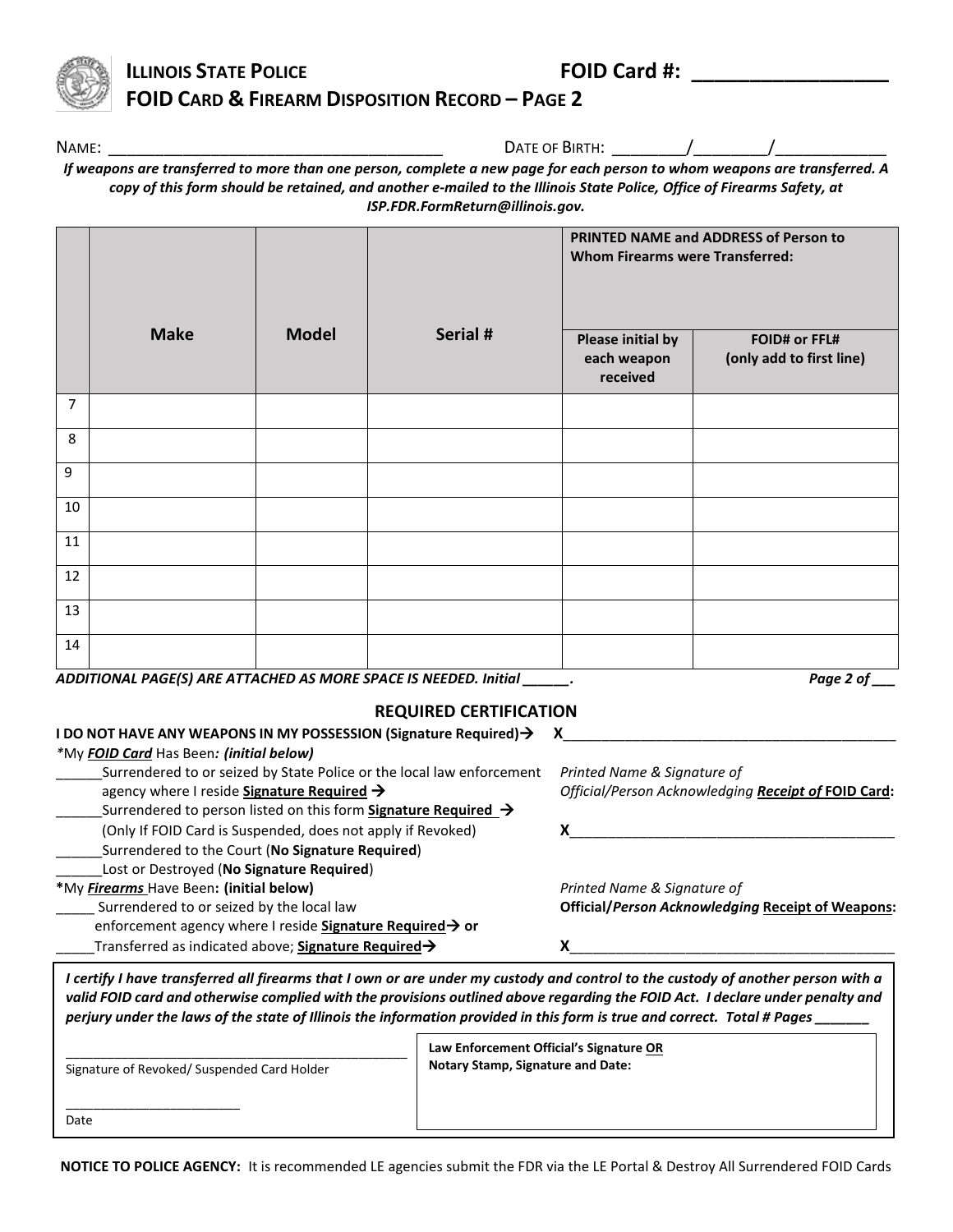# ILLINOIS STATE POLICE

**FOID Card #: ________________**

## FOID CARD & FIREARM DISPOSITION RECORD – PAGE 2

NAME: ______________________________________ DATE OF BIRTH: ________/________/____________

***If weapons are transferred to more than one person, complete a new page for each person to whom weapons are transferred. A copy of this form should be retained, and another e-mailed to the Illinois State Police, Office of Firearms Safety, at ISP.FDR.FormReturn@illinois.gov.***

| | **Make** | **Model** | **Serial #** | **PRINTED NAME and ADDRESS of Person to Whom Firearms were Transferred:** | |
|---|---|---|---|---|---|
| | | | | **Please initial by each weapon received** | **FOID# or FFL# (only add to first line)** |
| 7 | | | | | |
| 8 | | | | | |
| 9 | | | | | |
| 10 | | | | | |
| 11 | | | | | |
| 12 | | | | | |
| 13 | | | | | |
| 14 | | | | | |

***ADDITIONAL PAGE(S) ARE ATTACHED AS MORE SPACE IS NEEDED. Initial ______.*** ***Page 2 of ___***

### REQUIRED CERTIFICATION

**I DO NOT HAVE ANY WEAPONS IN MY POSSESSION (Signature Required)→** **X**__________________________________________

*My ***FOID Card*** Has Been***: (initial below)***

______Surrendered to or seized by State Police or the local law enforcement agency where I reside **Signature Required →**

______Surrendered to person listed on this form **Signature Required →** (Only If FOID Card is Suspended, does not apply if Revoked)

______Surrendered to the Court (**No Signature Required**)

______Lost or Destroyed (**No Signature Required**)

*Printed Name & Signature of Official/Person Acknowledging **Receipt of** **FOID Card**:*

**X**__________________________________________

*My ***Firearms*** Have Been**: (initial below)**

_____ Surrendered to or seized by the local law enforcement agency where I reside **Signature Required→ or**

_____Transferred as indicated above; **Signature Required→**

*Printed Name & Signature of* **Official/***Person Acknowledging* **Receipt of Weapons:**

**X**__________________________________________

***I certify I have transferred all firearms that I own or are under my custody and control to the custody of another person with a valid FOID card and otherwise complied with the provisions outlined above regarding the FOID Act. I declare under penalty and perjury under the laws of the state of Illinois the information provided in this form is true and correct. Total # Pages _______***

______________________________________________
Signature of Revoked/ Suspended Card Holder

________________________
Date

**Law Enforcement Official's Signature OR Notary Stamp, Signature and Date:**

**NOTICE TO POLICE AGENCY:** It is recommended LE agencies submit the FDR via the LE Portal & Destroy All Surrendered FOID Cards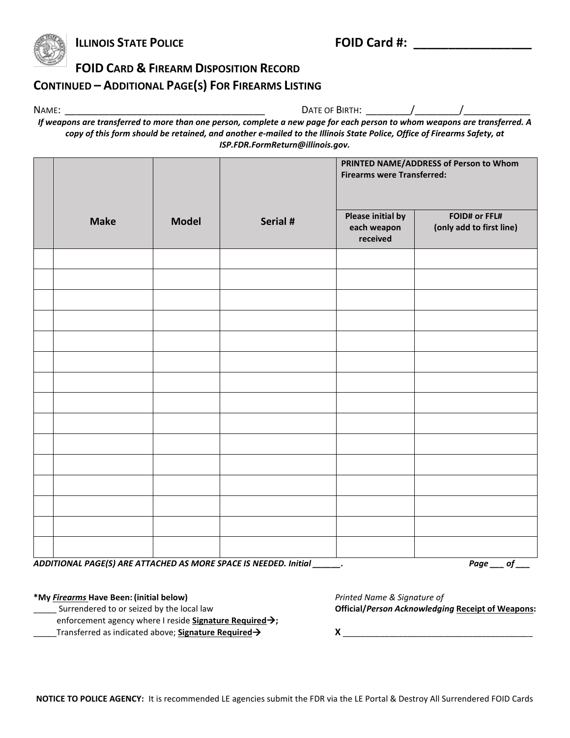**ILLINOIS STATE POLICE** **FOID Card #: \_\_\_\_\_\_\_\_\_\_\_\_\_\_\_\_\_**

# FOID CARD & FIREARM DISPOSITION RECORD

## CONTINUED – ADDITIONAL PAGE(S) FOR FIREARMS LISTING

NAME: \_\_\_\_\_\_\_\_\_\_\_\_\_\_\_\_\_\_\_\_\_\_\_\_\_\_\_\_\_\_\_\_\_\_\_\_\_\_\_\_ DATE OF BIRTH: \_\_\_\_\_\_\_\_/\_\_\_\_\_\_\_\_/\_\_\_\_\_\_\_\_\_\_\_\_

***If weapons are transferred to more than one person, complete a new page for each person to whom weapons are transferred. A copy of this form should be retained, and another e-mailed to the Illinois State Police, Office of Firearms Safety, at ISP.FDR.FormReturn@illinois.gov.***

| | Make | Model | Serial # | PRINTED NAME/ADDRESS of Person to Whom Firearms were Transferred: | |
|---|---|---|---|---|---|
| | | | | Please initial by each weapon received | FOID# or FFL# (only add to first line) |
| | | | | | |
| | | | | | |
| | | | | | |
| | | | | | |
| | | | | | |
| | | | | | |
| | | | | | |
| | | | | | |
| | | | | | |
| | | | | | |
| | | | | | |
| | | | | | |
| | | | | | |
| | | | | | |
| | | | | | |

***ADDITIONAL PAGE(S) ARE ATTACHED AS MORE SPACE IS NEEDED. Initial \_\_\_\_\_\_.*** ***Page \_\_\_ of \_\_\_***

**\*My *Firearms* Have Been: (initial below)**

\_\_\_\_\_ Surrendered to or seized by the local law enforcement agency where I reside **Signature Required→;**

\_\_\_\_\_Transferred as indicated above; **Signature Required→**

*Printed Name & Signature of*
**Official/*Person Acknowledging* Receipt of Weapons:**

**X** \_\_\_\_\_\_\_\_\_\_\_\_\_\_\_\_\_\_\_\_\_\_\_\_\_\_\_\_\_\_\_\_\_\_\_\_\_\_\_\_

**NOTICE TO POLICE AGENCY:** It is recommended LE agencies submit the FDR via the LE Portal & Destroy All Surrendered FOID Cards